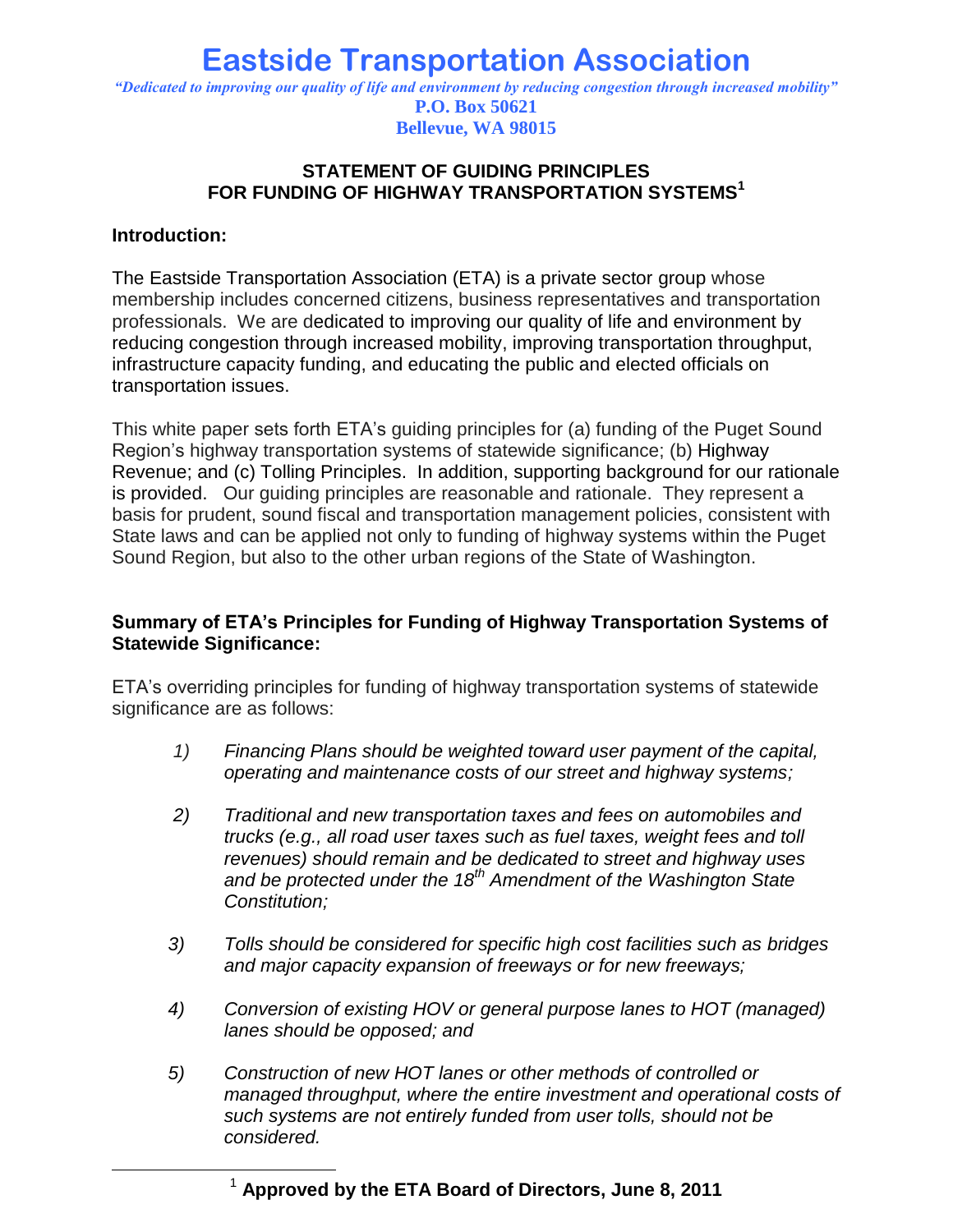# Eastside Transportation Association

*"Dedicated to improving our quality of life and environment by reducing congestion through increased mobility"*

**P.O. Box 50621**
**Bellevue, WA 98015**

## STATEMENT OF GUIDING PRINCIPLES FOR FUNDING OF HIGHWAY TRANSPORTATION SYSTEMS[1]

### Introduction:

The Eastside Transportation Association (ETA) is a private sector group whose membership includes concerned citizens, business representatives and transportation professionals. We are dedicated to improving our quality of life and environment by reducing congestion through increased mobility, improving transportation throughput, infrastructure capacity funding, and educating the public and elected officials on transportation issues.

This white paper sets forth ETA's guiding principles for (a) funding of the Puget Sound Region's highway transportation systems of statewide significance; (b) Highway Revenue; and (c) Tolling Principles. In addition, supporting background for our rationale is provided. Our guiding principles are reasonable and rationale. They represent a basis for prudent, sound fiscal and transportation management policies, consistent with State laws and can be applied not only to funding of highway systems within the Puget Sound Region, but also to the other urban regions of the State of Washington.

### Summary of ETA's Principles for Funding of Highway Transportation Systems of Statewide Significance:

ETA's overriding principles for funding of highway transportation systems of statewide significance are as follows:

1) *Financing Plans should be weighted toward user payment of the capital, operating and maintenance costs of our street and highway systems;*

2) *Traditional and new transportation taxes and fees on automobiles and trucks (e.g., all road user taxes such as fuel taxes, weight fees and toll revenues) should remain and be dedicated to street and highway uses and be protected under the 18th Amendment of the Washington State Constitution;*

3) *Tolls should be considered for specific high cost facilities such as bridges and major capacity expansion of freeways or for new freeways;*

4) *Conversion of existing HOV or general purpose lanes to HOT (managed) lanes should be opposed; and*

5) *Construction of new HOT lanes or other methods of controlled or managed throughput, where the entire investment and operational costs of such systems are not entirely funded from user tolls, should not be considered.*

---

[1] **Approved by the ETA Board of Directors, June 8, 2011**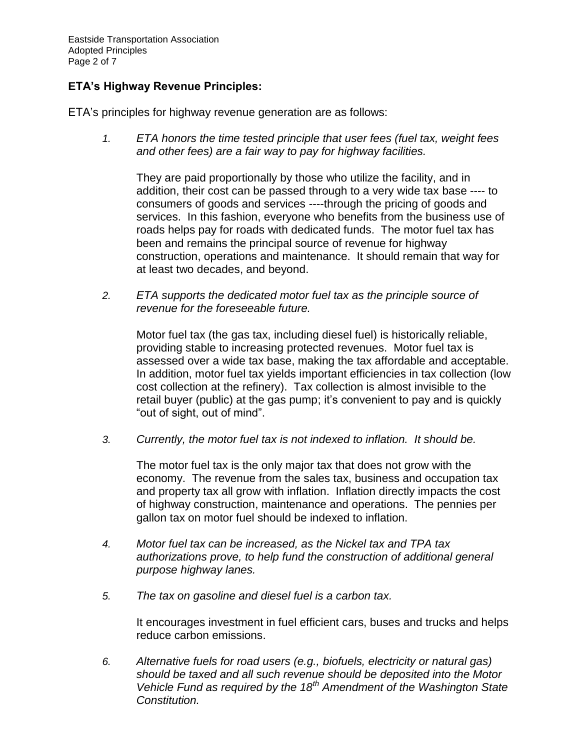## ETA's Highway Revenue Principles:

ETA's principles for highway revenue generation are as follows:

1. *ETA honors the time tested principle that user fees (fuel tax, weight fees and other fees) are a fair way to pay for highway facilities.*

   They are paid proportionally by those who utilize the facility, and in addition, their cost can be passed through to a very wide tax base ---- to consumers of goods and services ----through the pricing of goods and services. In this fashion, everyone who benefits from the business use of roads helps pay for roads with dedicated funds. The motor fuel tax has been and remains the principal source of revenue for highway construction, operations and maintenance. It should remain that way for at least two decades, and beyond.

2. *ETA supports the dedicated motor fuel tax as the principle source of revenue for the foreseeable future.*

   Motor fuel tax (the gas tax, including diesel fuel) is historically reliable, providing stable to increasing protected revenues. Motor fuel tax is assessed over a wide tax base, making the tax affordable and acceptable. In addition, motor fuel tax yields important efficiencies in tax collection (low cost collection at the refinery). Tax collection is almost invisible to the retail buyer (public) at the gas pump; it's convenient to pay and is quickly "out of sight, out of mind".

3. *Currently, the motor fuel tax is not indexed to inflation. It should be.*

   The motor fuel tax is the only major tax that does not grow with the economy. The revenue from the sales tax, business and occupation tax and property tax all grow with inflation. Inflation directly impacts the cost of highway construction, maintenance and operations. The pennies per gallon tax on motor fuel should be indexed to inflation.

4. *Motor fuel tax can be increased, as the Nickel tax and TPA tax authorizations prove, to help fund the construction of additional general purpose highway lanes.*

5. *The tax on gasoline and diesel fuel is a carbon tax.*

   It encourages investment in fuel efficient cars, buses and trucks and helps reduce carbon emissions.

6. *Alternative fuels for road users (e.g., biofuels, electricity or natural gas) should be taxed and all such revenue should be deposited into the Motor Vehicle Fund as required by the 18th Amendment of the Washington State Constitution.*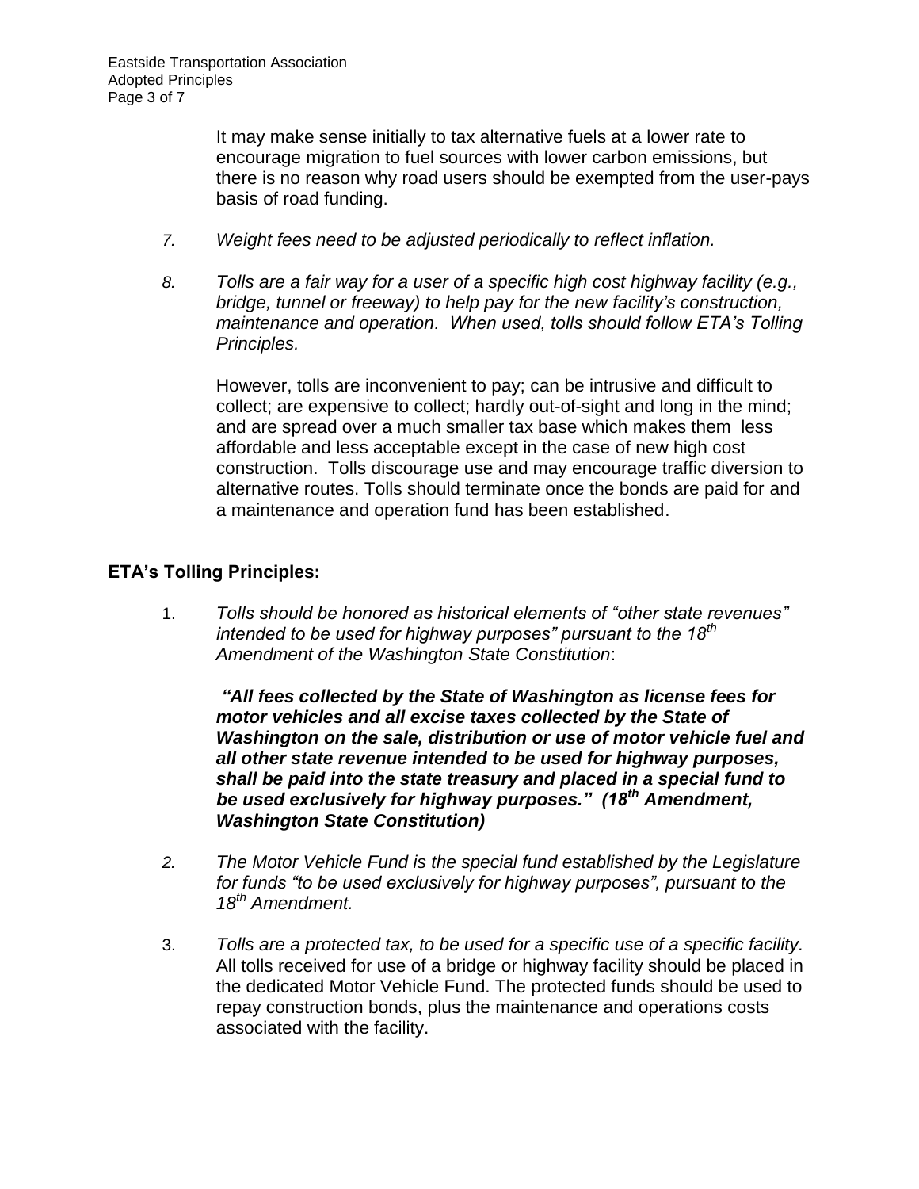It may make sense initially to tax alternative fuels at a lower rate to encourage migration to fuel sources with lower carbon emissions, but there is no reason why road users should be exempted from the user-pays basis of road funding.

7. *Weight fees need to be adjusted periodically to reflect inflation.*

8. *Tolls are a fair way for a user of a specific high cost highway facility (e.g., bridge, tunnel or freeway) to help pay for the new facility's construction, maintenance and operation. When used, tolls should follow ETA's Tolling Principles.*

   However, tolls are inconvenient to pay; can be intrusive and difficult to collect; are expensive to collect; hardly out-of-sight and long in the mind; and are spread over a much smaller tax base which makes them less affordable and less acceptable except in the case of new high cost construction. Tolls discourage use and may encourage traffic diversion to alternative routes. Tolls should terminate once the bonds are paid for and a maintenance and operation fund has been established.

## ETA's Tolling Principles:

1. *Tolls should be honored as historical elements of "other state revenues" intended to be used for highway purposes" pursuant to the 18th Amendment of the Washington State Constitution*:

   ***"All fees collected by the State of Washington as license fees for motor vehicles and all excise taxes collected by the State of Washington on the sale, distribution or use of motor vehicle fuel and all other state revenue intended to be used for highway purposes, shall be paid into the state treasury and placed in a special fund to be used exclusively for highway purposes." (18th Amendment, Washington State Constitution)***

2. *The Motor Vehicle Fund is the special fund established by the Legislature for funds "to be used exclusively for highway purposes", pursuant to the 18th Amendment.*

3. *Tolls are a protected tax, to be used for a specific use of a specific facility.* All tolls received for use of a bridge or highway facility should be placed in the dedicated Motor Vehicle Fund. The protected funds should be used to repay construction bonds, plus the maintenance and operations costs associated with the facility.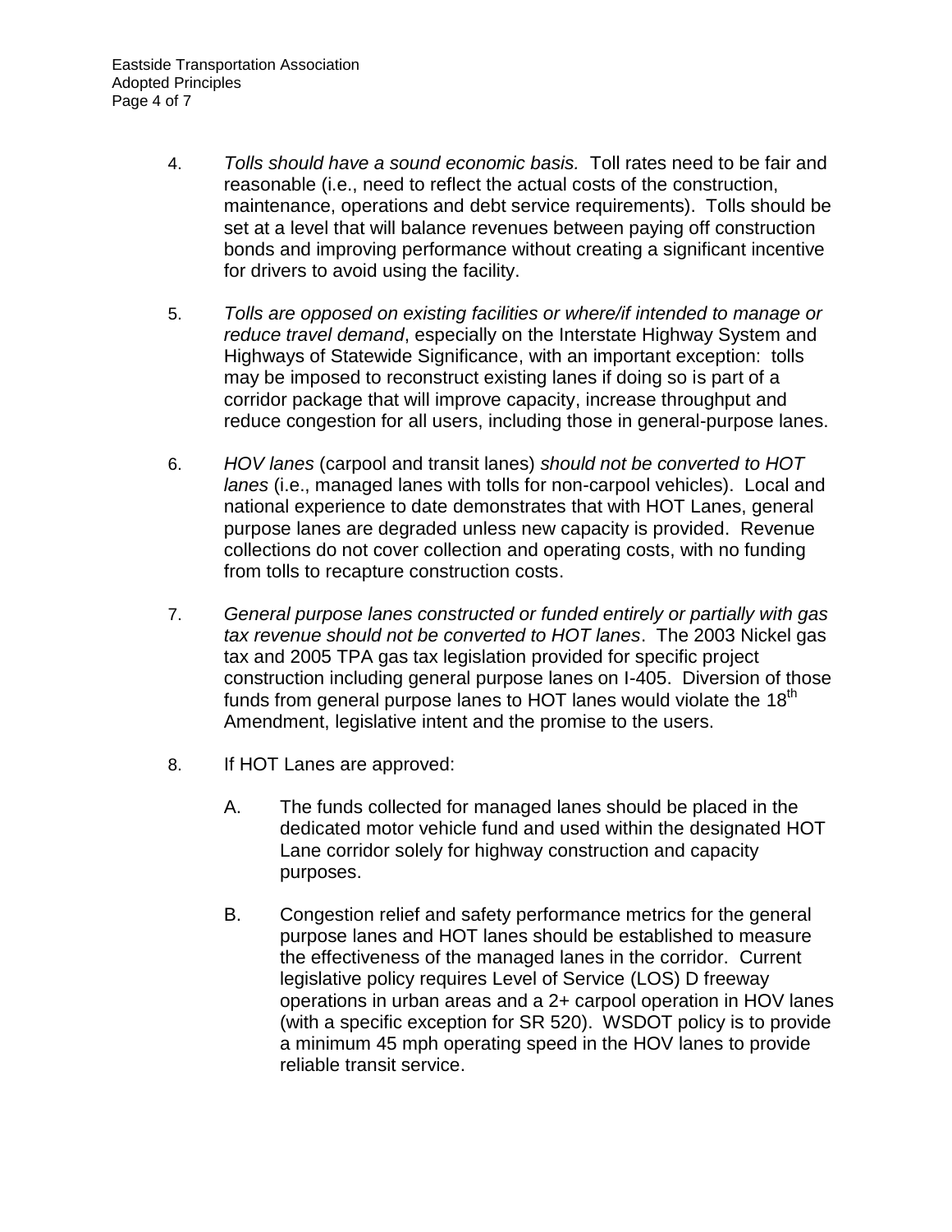4. *Tolls should have a sound economic basis.* Toll rates need to be fair and reasonable (i.e., need to reflect the actual costs of the construction, maintenance, operations and debt service requirements). Tolls should be set at a level that will balance revenues between paying off construction bonds and improving performance without creating a significant incentive for drivers to avoid using the facility.

5. *Tolls are opposed on existing facilities or where/if intended to manage or reduce travel demand*, especially on the Interstate Highway System and Highways of Statewide Significance, with an important exception: tolls may be imposed to reconstruct existing lanes if doing so is part of a corridor package that will improve capacity, increase throughput and reduce congestion for all users, including those in general-purpose lanes.

6. *HOV lanes* (carpool and transit lanes) *should not be converted to HOT lanes* (i.e., managed lanes with tolls for non-carpool vehicles). Local and national experience to date demonstrates that with HOT Lanes, general purpose lanes are degraded unless new capacity is provided. Revenue collections do not cover collection and operating costs, with no funding from tolls to recapture construction costs.

7. *General purpose lanes constructed or funded entirely or partially with gas tax revenue should not be converted to HOT lanes*. The 2003 Nickel gas tax and 2005 TPA gas tax legislation provided for specific project construction including general purpose lanes on I-405. Diversion of those funds from general purpose lanes to HOT lanes would violate the 18th Amendment, legislative intent and the promise to the users.

8. If HOT Lanes are approved:

   A. The funds collected for managed lanes should be placed in the dedicated motor vehicle fund and used within the designated HOT Lane corridor solely for highway construction and capacity purposes.

   B. Congestion relief and safety performance metrics for the general purpose lanes and HOT lanes should be established to measure the effectiveness of the managed lanes in the corridor. Current legislative policy requires Level of Service (LOS) D freeway operations in urban areas and a 2+ carpool operation in HOV lanes (with a specific exception for SR 520). WSDOT policy is to provide a minimum 45 mph operating speed in the HOV lanes to provide reliable transit service.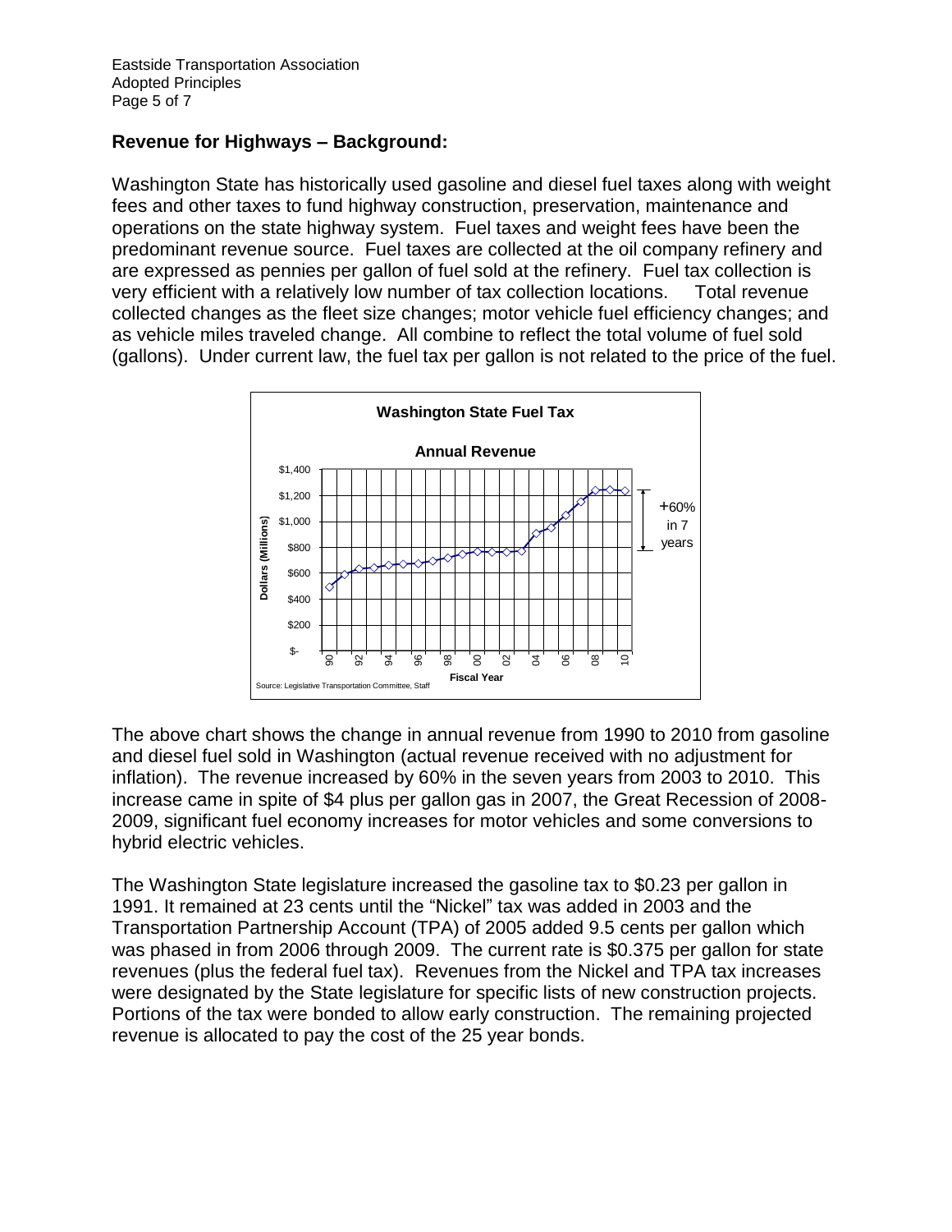## Revenue for Highways – Background:

Washington State has historically used gasoline and diesel fuel taxes along with weight fees and other taxes to fund highway construction, preservation, maintenance and operations on the state highway system. Fuel taxes and weight fees have been the predominant revenue source. Fuel taxes are collected at the oil company refinery and are expressed as pennies per gallon of fuel sold at the refinery. Fuel tax collection is very efficient with a relatively low number of tax collection locations. Total revenue collected changes as the fleet size changes; motor vehicle fuel efficiency changes; and as vehicle miles traveled change. All combine to reflect the total volume of fuel sold (gallons). Under current law, the fuel tax per gallon is not related to the price of the fuel.

The above chart shows the change in annual revenue from 1990 to 2010 from gasoline and diesel fuel sold in Washington (actual revenue received with no adjustment for inflation). The revenue increased by 60% in the seven years from 2003 to 2010. This increase came in spite of $4 plus per gallon gas in 2007, the Great Recession of 2008-2009, significant fuel economy increases for motor vehicles and some conversions to hybrid electric vehicles.

The Washington State legislature increased the gasoline tax to $0.23 per gallon in 1991. It remained at 23 cents until the "Nickel" tax was added in 2003 and the Transportation Partnership Account (TPA) of 2005 added 9.5 cents per gallon which was phased in from 2006 through 2009. The current rate is $0.375 per gallon for state revenues (plus the federal fuel tax). Revenues from the Nickel and TPA tax increases were designated by the State legislature for specific lists of new construction projects. Portions of the tax were bonded to allow early construction. The remaining projected revenue is allocated to pay the cost of the 25 year bonds.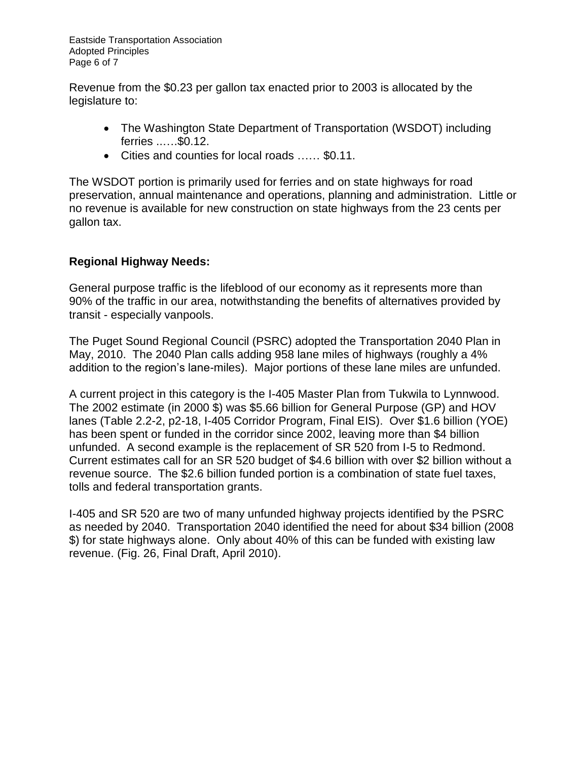Revenue from the $0.23 per gallon tax enacted prior to 2003 is allocated by the legislature to:

- The Washington State Department of Transportation (WSDOT) including ferries ..….$0.12.
- Cities and counties for local roads …… $0.11.

The WSDOT portion is primarily used for ferries and on state highways for road preservation, annual maintenance and operations, planning and administration. Little or no revenue is available for new construction on state highways from the 23 cents per gallon tax.

**Regional Highway Needs:**

General purpose traffic is the lifeblood of our economy as it represents more than 90% of the traffic in our area, notwithstanding the benefits of alternatives provided by transit - especially vanpools.

The Puget Sound Regional Council (PSRC) adopted the Transportation 2040 Plan in May, 2010. The 2040 Plan calls adding 958 lane miles of highways (roughly a 4% addition to the region's lane-miles). Major portions of these lane miles are unfunded.

A current project in this category is the I-405 Master Plan from Tukwila to Lynnwood. The 2002 estimate (in 2000 $) was $5.66 billion for General Purpose (GP) and HOV lanes (Table 2.2-2, p2-18, I-405 Corridor Program, Final EIS). Over $1.6 billion (YOE) has been spent or funded in the corridor since 2002, leaving more than $4 billion unfunded. A second example is the replacement of SR 520 from I-5 to Redmond. Current estimates call for an SR 520 budget of $4.6 billion with over $2 billion without a revenue source. The $2.6 billion funded portion is a combination of state fuel taxes, tolls and federal transportation grants.

I-405 and SR 520 are two of many unfunded highway projects identified by the PSRC as needed by 2040. Transportation 2040 identified the need for about $34 billion (2008 $) for state highways alone. Only about 40% of this can be funded with existing law revenue. (Fig. 26, Final Draft, April 2010).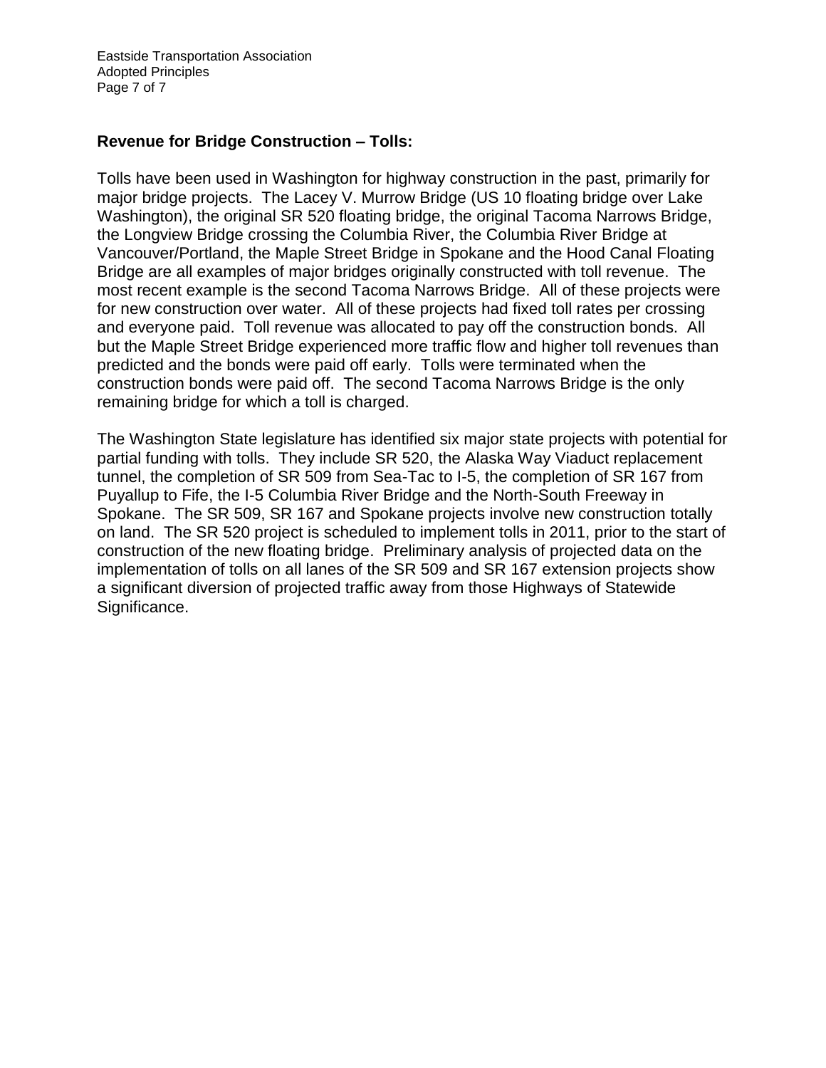**Revenue for Bridge Construction – Tolls:**

Tolls have been used in Washington for highway construction in the past, primarily for major bridge projects. The Lacey V. Murrow Bridge (US 10 floating bridge over Lake Washington), the original SR 520 floating bridge, the original Tacoma Narrows Bridge, the Longview Bridge crossing the Columbia River, the Columbia River Bridge at Vancouver/Portland, the Maple Street Bridge in Spokane and the Hood Canal Floating Bridge are all examples of major bridges originally constructed with toll revenue. The most recent example is the second Tacoma Narrows Bridge. All of these projects were for new construction over water. All of these projects had fixed toll rates per crossing and everyone paid. Toll revenue was allocated to pay off the construction bonds. All but the Maple Street Bridge experienced more traffic flow and higher toll revenues than predicted and the bonds were paid off early. Tolls were terminated when the construction bonds were paid off. The second Tacoma Narrows Bridge is the only remaining bridge for which a toll is charged.

The Washington State legislature has identified six major state projects with potential for partial funding with tolls. They include SR 520, the Alaska Way Viaduct replacement tunnel, the completion of SR 509 from Sea-Tac to I-5, the completion of SR 167 from Puyallup to Fife, the I-5 Columbia River Bridge and the North-South Freeway in Spokane. The SR 509, SR 167 and Spokane projects involve new construction totally on land. The SR 520 project is scheduled to implement tolls in 2011, prior to the start of construction of the new floating bridge. Preliminary analysis of projected data on the implementation of tolls on all lanes of the SR 509 and SR 167 extension projects show a significant diversion of projected traffic away from those Highways of Statewide Significance.